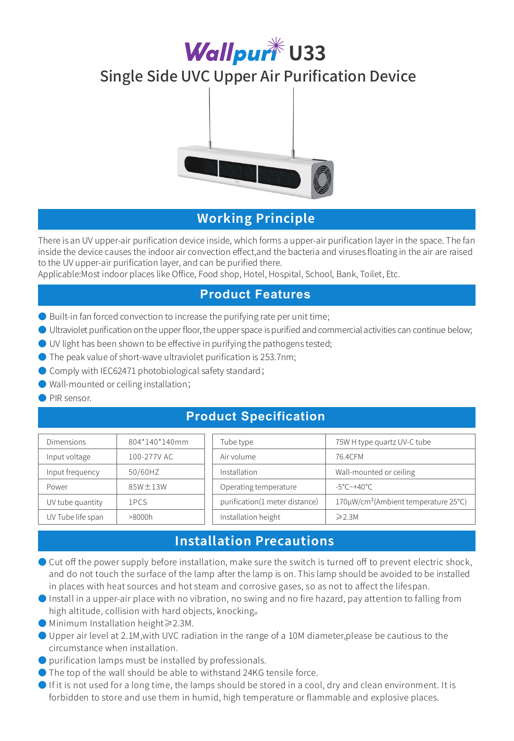# Wallpuri U33

## Single Side UVC Upper Air Purification Device

## Working Principle

There is an UV upper-air purification device inside, which forms a upper-air purification layer in the space. The fan inside the device causes the indoor air convection effect,and the bacteria and viruses floating in the air are raised to the UV upper-air purification layer, and can be purified there.
Applicable:Most indoor places like Office, Food shop, Hotel, Hospital, School, Bank, Toilet, Etc.

## Product Features

- Built-in fan forced convection to increase the purifying rate per unit time;
- Ultraviolet purification on the upper floor, the upper space is purified and commercial activities can continue below;
- UV light has been shown to be effective in purifying the pathogens tested;
- The peak value of short-wave ultraviolet purification is 253.7nm;
- Comply with IEC62471 photobiological safety standard;
- Wall-mounted or ceiling installation;
- PIR sensor.

## Product Specification

| | |
|---|---|
| Dimensions | 804*140*140mm |
| Input voltage | 100-277V AC |
| Input frequency | 50/60HZ |
| Power | 85W±13W |
| UV tube quantity | 1PCS |
| UV Tube life span | >8000h |

| | |
|---|---|
| Tube type | 75W H type quartz UV-C tube |
| Air volume | 76.4CFM |
| Installation | Wall-mounted or ceiling |
| Operating temperature | -5°C~+40°C |
| purification(1 meter distance) | 170μW/cm²(Ambient temperature 25°C) |
| Installation height | ⩾2.3M |

## Installation Precautions

- Cut off the power supply before installation, make sure the switch is turned off to prevent electric shock, and do not touch the surface of the lamp after the lamp is on. This lamp should be avoided to be installed in places with heat sources and hot steam and corrosive gases, so as not to affect the lifespan.
- Install in a upper-air place with no vibration, no swing and no fire hazard, pay attention to falling from high altitude, collision with hard objects, knocking。
- Minimum Installation height⩾2.3M.
- Upper air level at 2.1M,with UVC radiation in the range of a 10M diameter,please be cautious to the circumstance when installation.
- purification lamps must be installed by professionals.
- The top of the wall should be able to withstand 24KG tensile force.
- If it is not used for a long time, the lamps should be stored in a cool, dry and clean environment. It is forbidden to store and use them in humid, high temperature or flammable and explosive places.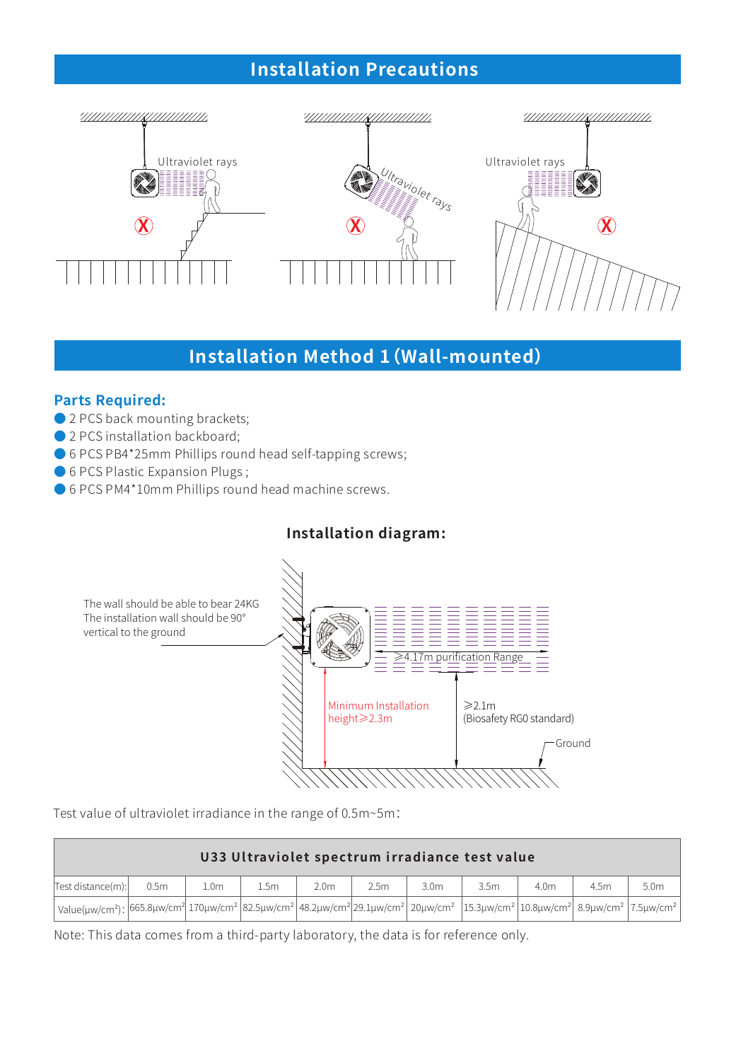## Installation Precautions

Ultraviolet rays

Ultraviolet rays

Ultraviolet rays

## Installation Method 1 (Wall-mounted)

### Parts Required:

- 2 PCS back mounting brackets;
- 2 PCS installation backboard;
- 6 PCS PB4*25mm Phillips round head self-tapping screws;
- 6 PCS Plastic Expansion Plugs ;
- 6 PCS PM4*10mm Phillips round head machine screws.

### Installation diagram:

The wall should be able to bear 24KG
The installation wall should be 90° vertical to the ground

≥4.17m purification Range

Minimum Installation height≥2.3m

≥2.1m (Biosafety RG0 standard)

Ground

Test value of ultraviolet irradiance in the range of 0.5m~5m：

| U33 Ultraviolet spectrum irradiance test value | | | | | | | | | | |
|---|---|---|---|---|---|---|---|---|---|---|
| Test distance(m): | 0.5m | 1.0m | 1.5m | 2.0m | 2.5m | 3.0m | 3.5m | 4.0m | 4.5m | 5.0m |
| Value(μw/cm²): | 665.8μw/cm² | 170μw/cm² | 82.5μw/cm² | 48.2μw/cm² | 29.1μw/cm² | 20μw/cm² | 15.3μw/cm² | 10.8μw/cm² | 8.9μw/cm² | 7.5μw/cm² |

Note: This data comes from a third-party laboratory, the data is for reference only.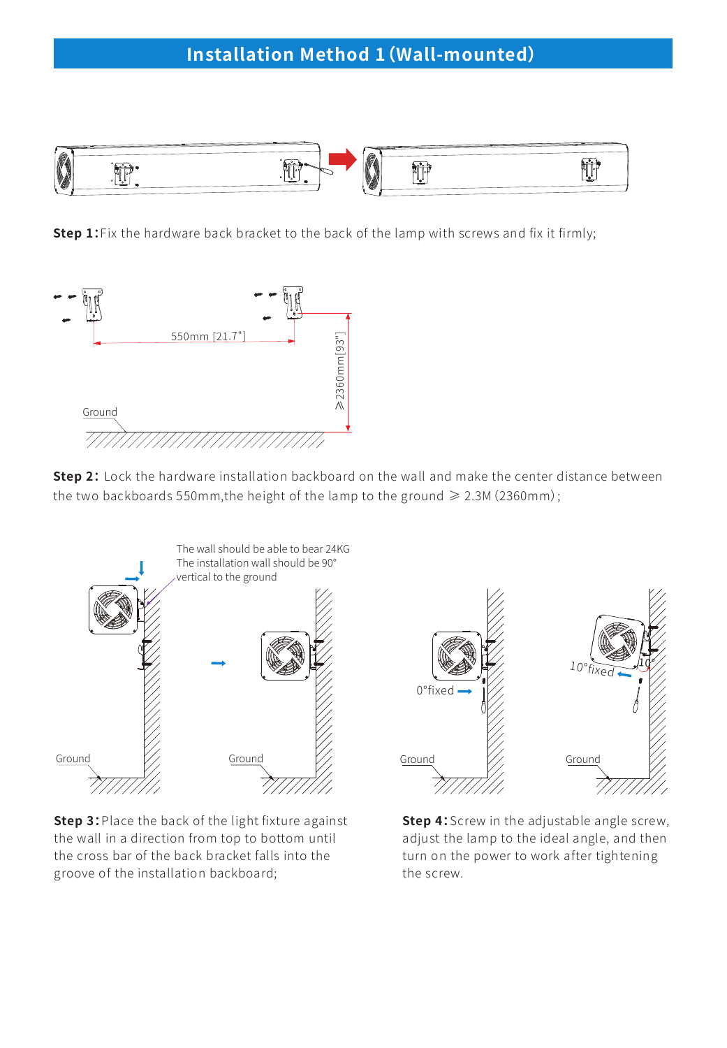## Installation Method 1 (Wall-mounted)

**Step 1:** Fix the hardware back bracket to the back of the lamp with screws and fix it firmly;

550mm [21.7"]

≥2360mm[93"]

Ground

**Step 2:** Lock the hardware installation backboard on the wall and make the center distance between the two backboards 550mm,the height of the lamp to the ground ≥ 2.3M (2360mm);

The wall should be able to bear 24KG
The installation wall should be 90° vertical to the ground

Ground

Ground

0°fixed

Ground

10°fixed

10°

Ground

**Step 3:** Place the back of the light fixture against the wall in a direction from top to bottom until the cross bar of the back bracket falls into the groove of the installation backboard;

**Step 4:** Screw in the adjustable angle screw, adjust the lamp to the ideal angle, and then turn on the power to work after tightening the screw.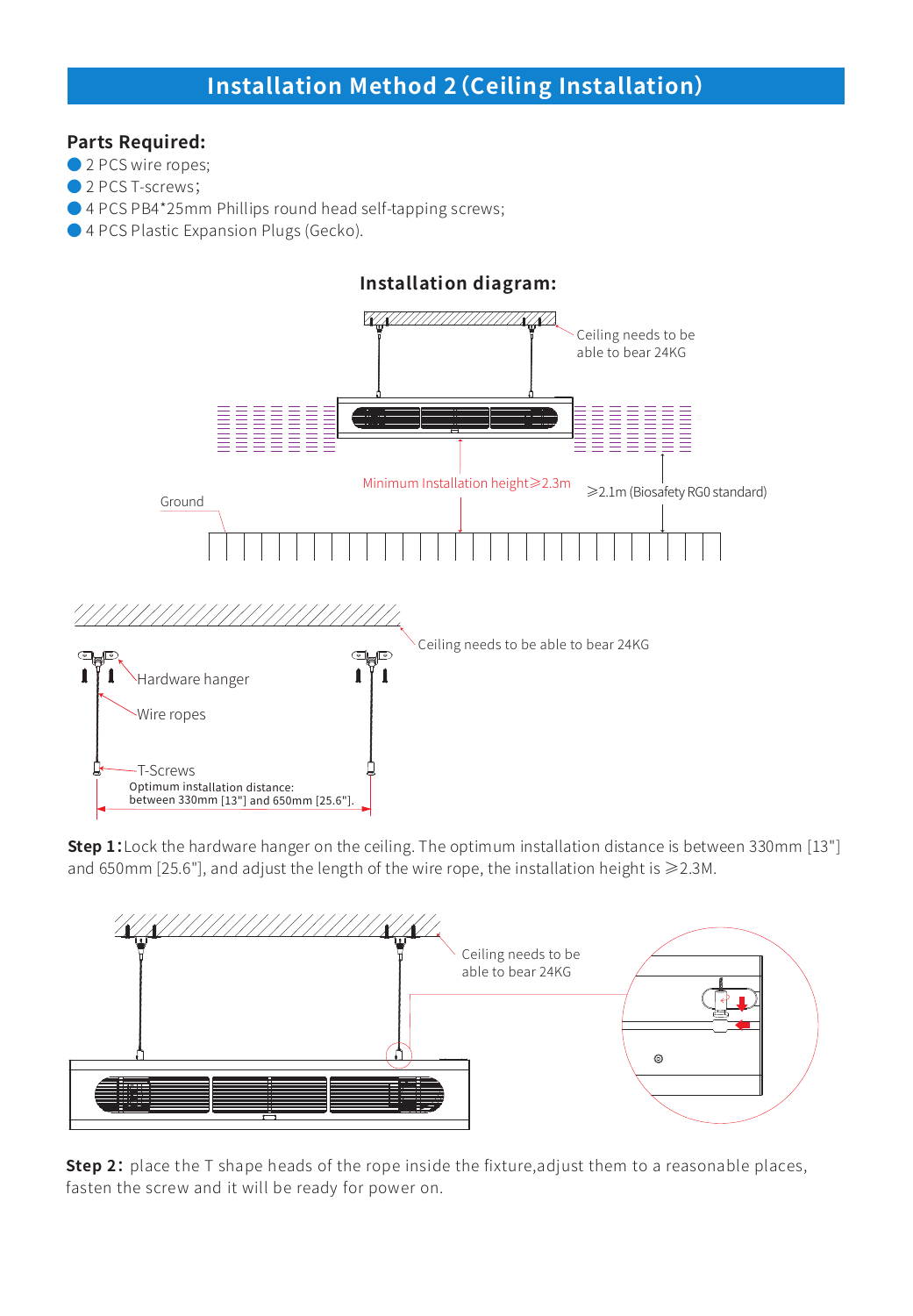# Installation Method 2 (Ceiling Installation)

**Parts Required:**

- 2 PCS wire ropes;
- 2 PCS T-screws;
- 4 PCS PB4*25mm Phillips round head self-tapping screws;
- 4 PCS Plastic Expansion Plugs (Gecko).

## Installation diagram:

Ceiling needs to be able to bear 24KG

Minimum Installation height≥2.3m

≥2.1m (Biosafety RG0 standard)

Ground

Ceiling needs to be able to bear 24KG

Hardware hanger

Wire ropes

T-Screws

Optimum installation distance: between 330mm [13"] and 650mm [25.6"].

**Step 1:** Lock the hardware hanger on the ceiling. The optimum installation distance is between 330mm [13"] and 650mm [25.6"], and adjust the length of the wire rope, the installation height is ≥2.3M.

Ceiling needs to be able to bear 24KG

**Step 2:** place the T shape heads of the rope inside the fixture,adjust them to a reasonable places, fasten the screw and it will be ready for power on.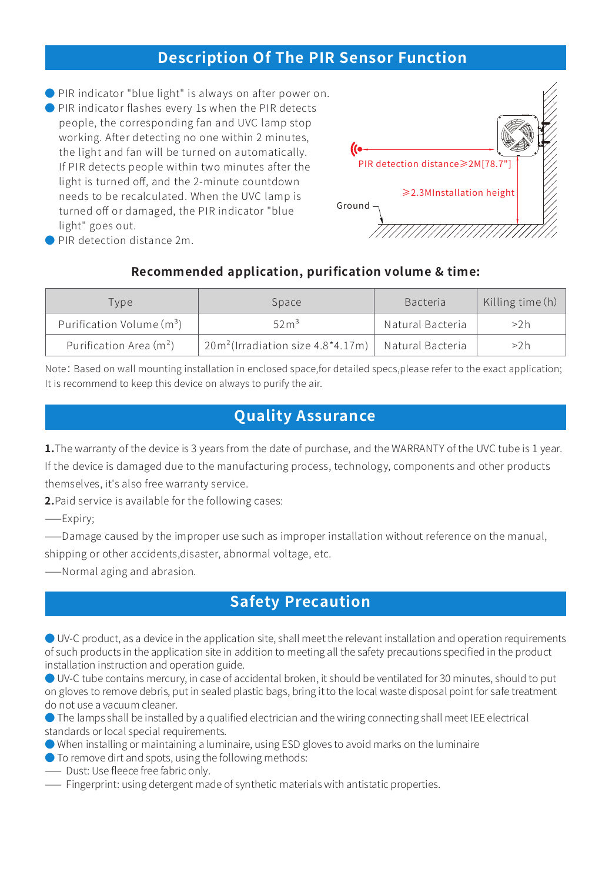## Description Of The PIR Sensor Function

- PIR indicator "blue light" is always on after power on.
- PIR indicator flashes every 1s when the PIR detects people, the corresponding fan and UVC lamp stop working. After detecting no one within 2 minutes, the light and fan will be turned on automatically. If PIR detects people within two minutes after the light is turned off, and the 2-minute countdown needs to be recalculated. When the UVC lamp is turned off or damaged, the PIR indicator "blue light" goes out.
- PIR detection distance 2m.

PIR detection distance≥2M[78.7"]

≥2.3MInstallation height

Ground

### Recommended application, purification volume & time:

| Type | Space | Bacteria | Killing time (h) |
|---|---|---|---|
| Purification Volume ($m^3$) | 52$m^3$ | Natural Bacteria | >2h |
| Purification Area ($m^2$) | 20$m^2$(Irradiation size 4.8*4.17m) | Natural Bacteria | >2h |

Note：Based on wall mounting installation in enclosed space,for detailed specs,please refer to the exact application; It is recommend to keep this device on always to purify the air.

## Quality Assurance

**1.**The warranty of the device is 3 years from the date of purchase, and the WARRANTY of the UVC tube is 1 year. If the device is damaged due to the manufacturing process, technology, components and other products themselves, it's also free warranty service.

**2.**Paid service is available for the following cases:

——Expiry;

——Damage caused by the improper use such as improper installation without reference on the manual, shipping or other accidents,disaster, abnormal voltage, etc.

——Normal aging and abrasion.

## Safety Precaution

- UV-C product, as a device in the application site, shall meet the relevant installation and operation requirements of such products in the application site in addition to meeting all the safety precautions specified in the product installation instruction and operation guide.
- UV-C tube contains mercury, in case of accidental broken, it should be ventilated for 30 minutes, should to put on gloves to remove debris, put in sealed plastic bags, bring it to the local waste disposal point for safe treatment do not use a vacuum cleaner.
- The lamps shall be installed by a qualified electrician and the wiring connecting shall meet IEE electrical standards or local special requirements.
- When installing or maintaining a luminaire, using ESD gloves to avoid marks on the luminaire
- To remove dirt and spots, using the following methods:

—— Dust: Use fleece free fabric only.

—— Fingerprint: using detergent made of synthetic materials with antistatic properties.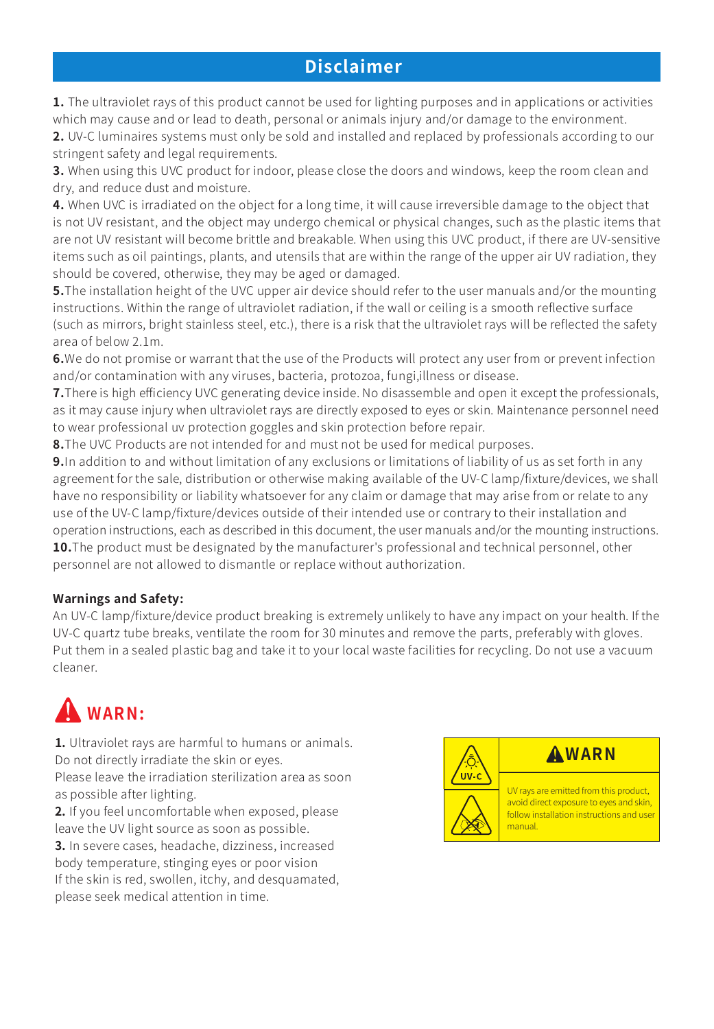# Disclaimer

**1.** The ultraviolet rays of this product cannot be used for lighting purposes and in applications or activities which may cause and or lead to death, personal or animals injury and/or damage to the environment.
**2.** UV-C luminaires systems must only be sold and installed and replaced by professionals according to our stringent safety and legal requirements.
**3.** When using this UVC product for indoor, please close the doors and windows, keep the room clean and dry, and reduce dust and moisture.
**4.** When UVC is irradiated on the object for a long time, it will cause irreversible damage to the object that is not UV resistant, and the object may undergo chemical or physical changes, such as the plastic items that are not UV resistant will become brittle and breakable. When using this UVC product, if there are UV-sensitive items such as oil paintings, plants, and utensils that are within the range of the upper air UV radiation, they should be covered, otherwise, they may be aged or damaged.
**5.**The installation height of the UVC upper air device should refer to the user manuals and/or the mounting instructions. Within the range of ultraviolet radiation, if the wall or ceiling is a smooth reflective surface (such as mirrors, bright stainless steel, etc.), there is a risk that the ultraviolet rays will be reflected the safety area of below 2.1m.
**6.**We do not promise or warrant that the use of the Products will protect any user from or prevent infection and/or contamination with any viruses, bacteria, protozoa, fungi,illness or disease.
**7.**There is high efficiency UVC generating device inside. No disassemble and open it except the professionals, as it may cause injury when ultraviolet rays are directly exposed to eyes or skin. Maintenance personnel need to wear professional uv protection goggles and skin protection before repair.
**8.**The UVC Products are not intended for and must not be used for medical purposes.
**9.**In addition to and without limitation of any exclusions or limitations of liability of us as set forth in any agreement for the sale, distribution or otherwise making available of the UV-C lamp/fixture/devices, we shall have no responsibility or liability whatsoever for any claim or damage that may arise from or relate to any use of the UV-C lamp/fixture/devices outside of their intended use or contrary to their installation and operation instructions, each as described in this document, the user manuals and/or the mounting instructions.
**10.**The product must be designated by the manufacturer's professional and technical personnel, other personnel are not allowed to dismantle or replace without authorization.

**Warnings and Safety:**

An UV-C lamp/fixture/device product breaking is extremely unlikely to have any impact on your health. If the UV-C quartz tube breaks, ventilate the room for 30 minutes and remove the parts, preferably with gloves. Put them in a sealed plastic bag and take it to your local waste facilities for recycling. Do not use a vacuum cleaner.

## WARN:

**1.** Ultraviolet rays are harmful to humans or animals. Do not directly irradiate the skin or eyes.
Please leave the irradiation sterilization area as soon as possible after lighting.
**2.** If you feel uncomfortable when exposed, please leave the UV light source as soon as possible.
**3.** In severe cases, headache, dizziness, increased body temperature, stinging eyes or poor vision
If the skin is red, swollen, itchy, and desquamated, please seek medical attention in time.

UV-C

**WARN**

UV rays are emitted from this product, avoid direct exposure to eyes and skin, follow installation instructions and user manual.